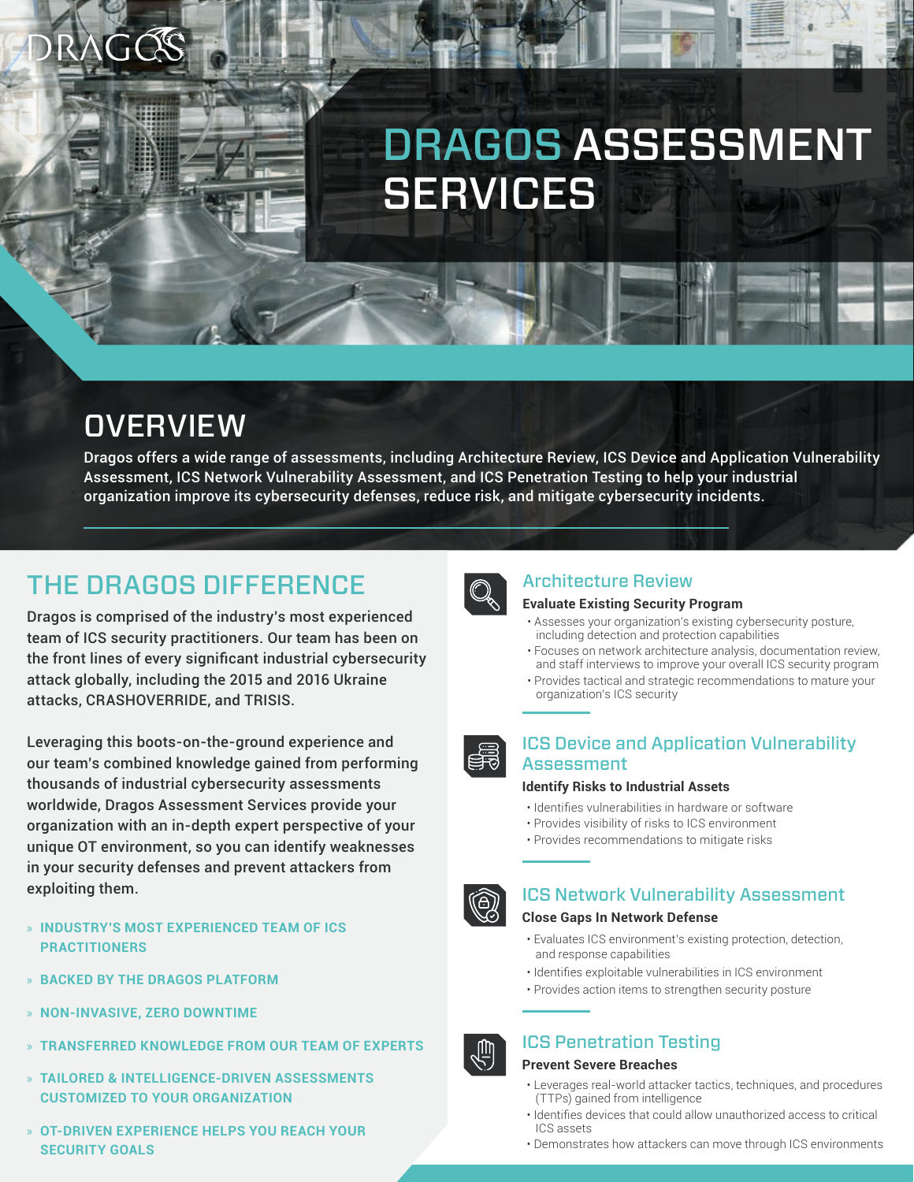# DRAGOS ASSESSMENT SERVICES

## OVERVIEW

Dragos offers a wide range of assessments, including Architecture Review, ICS Device and Application Vulnerability Assessment, ICS Network Vulnerability Assessment, and ICS Penetration Testing to help your industrial organization improve its cybersecurity defenses, reduce risk, and mitigate cybersecurity incidents.

## THE DRAGOS DIFFERENCE

Dragos is comprised of the industry's most experienced team of ICS security practitioners. Our team has been on the front lines of every significant industrial cybersecurity attack globally, including the 2015 and 2016 Ukraine attacks, CRASHOVERRIDE, and TRISIS.

Leveraging this boots-on-the-ground experience and our team's combined knowledge gained from performing thousands of industrial cybersecurity assessments worldwide, Dragos Assessment Services provide your organization with an in-depth expert perspective of your unique OT environment, so you can identify weaknesses in your security defenses and prevent attackers from exploiting them.

- » **INDUSTRY'S MOST EXPERIENCED TEAM OF ICS PRACTITIONERS**
- » **BACKED BY THE DRAGOS PLATFORM**
- » **NON-INVASIVE, ZERO DOWNTIME**
- » **TRANSFERRED KNOWLEDGE FROM OUR TEAM OF EXPERTS**
- » **TAILORED & INTELLIGENCE-DRIVEN ASSESSMENTS CUSTOMIZED TO YOUR ORGANIZATION**
- » **OT-DRIVEN EXPERIENCE HELPS YOU REACH YOUR SECURITY GOALS**

### Architecture Review

**Evaluate Existing Security Program**

- Assesses your organization's existing cybersecurity posture, including detection and protection capabilities
- Focuses on network architecture analysis, documentation review, and staff interviews to improve your overall ICS security program
- Provides tactical and strategic recommendations to mature your organization's ICS security

### ICS Device and Application Vulnerability Assessment

**Identify Risks to Industrial Assets**

- Identifies vulnerabilities in hardware or software
- Provides visibility of risks to ICS environment
- Provides recommendations to mitigate risks

### ICS Network Vulnerability Assessment

**Close Gaps In Network Defense**

- Evaluates ICS environment's existing protection, detection, and response capabilities
- Identifies exploitable vulnerabilities in ICS environment
- Provides action items to strengthen security posture

### ICS Penetration Testing

**Prevent Severe Breaches**

- Leverages real-world attacker tactics, techniques, and procedures (TTPs) gained from intelligence
- Identifies devices that could allow unauthorized access to critical ICS assets
- Demonstrates how attackers can move through ICS environments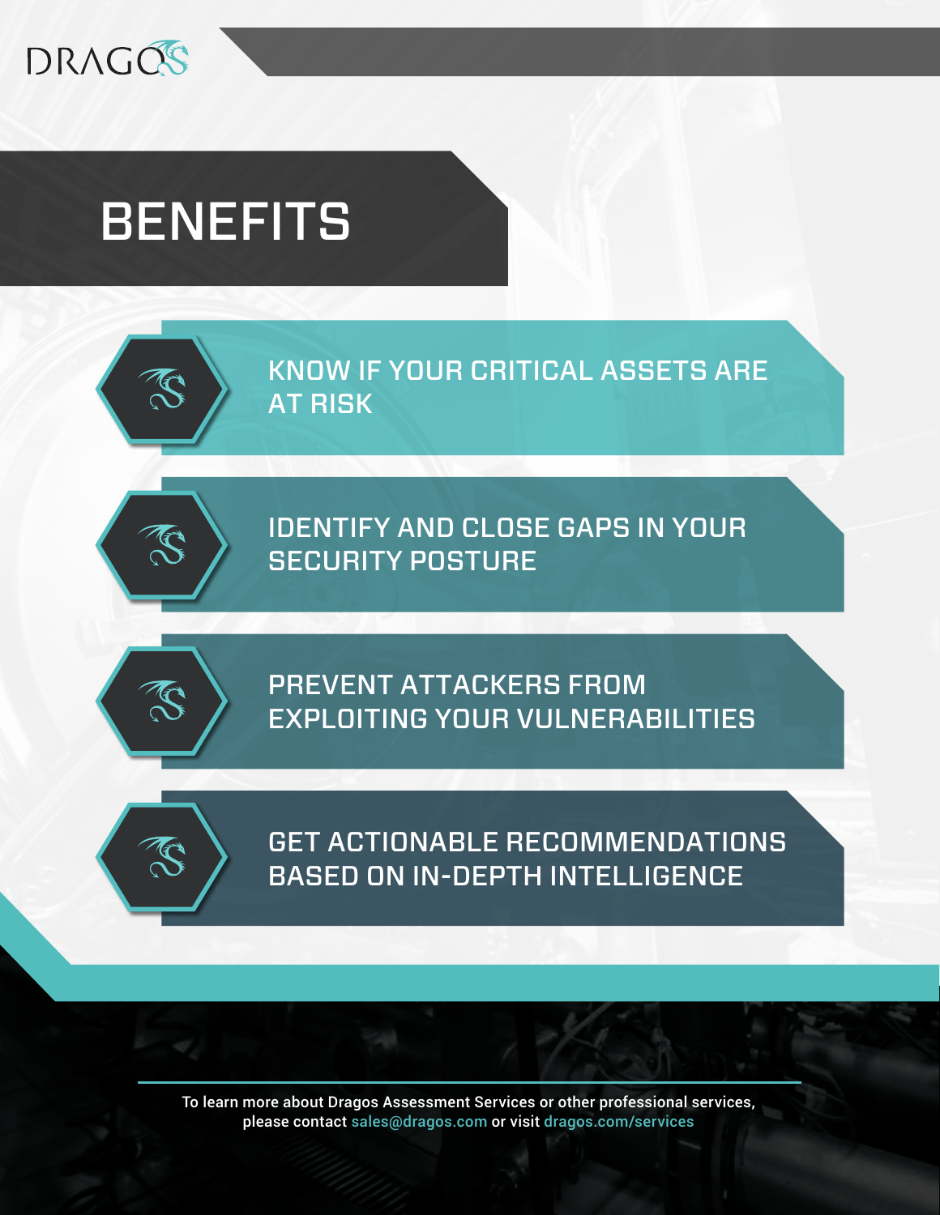# BENEFITS

- KNOW IF YOUR CRITICAL ASSETS ARE AT RISK
- IDENTIFY AND CLOSE GAPS IN YOUR SECURITY POSTURE
- PREVENT ATTACKERS FROM EXPLOITING YOUR VULNERABILITIES
- GET ACTIONABLE RECOMMENDATIONS BASED ON IN-DEPTH INTELLIGENCE

To learn more about Dragos Assessment Services or other professional services, please contact sales@dragos.com or visit dragos.com/services